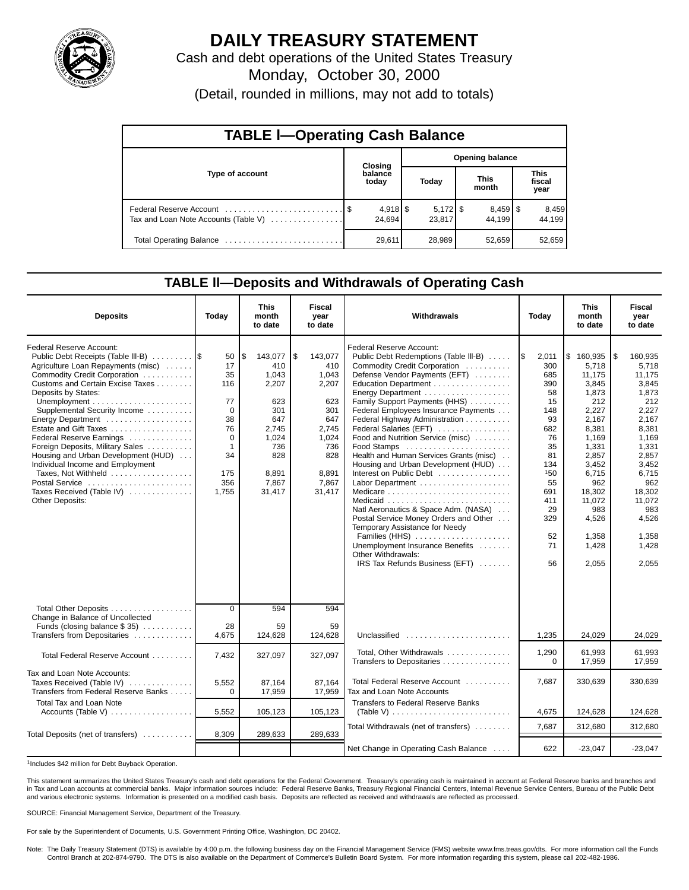# DAILY TREASURY STATEMENT

Cash and debt operations of the United States Treasury

Monday, October 30, 2000

(Detail, rounded in millions, may not add to totals)

## TABLE I—Operating Cash Balance

| Type of account | Closing balance today | Opening balance Today | Opening balance This month | Opening balance This fiscal year |
|---|---|---|---|---|
| Federal Reserve Account | $ 4,918 | $ 5,172 | $ 8,459 | $ 8,459 |
| Tax and Loan Note Accounts (Table V) | 24,694 | 23,817 | 44,199 | 44,199 |
| Total Operating Balance | 29,611 | 28,989 | 52,659 | 52,659 |

## TABLE II—Deposits and Withdrawals of Operating Cash

| Deposits | Today | This month to date | Fiscal year to date |
|---|---|---|---|
| Federal Reserve Account: | | | |
| Public Debt Receipts (Table III-B) | $ 50 | $ 143,077 | $ 143,077 |
| Agriculture Loan Repayments (misc) | 17 | 410 | 410 |
| Commodity Credit Corporation | 35 | 1,043 | 1,043 |
| Customs and Certain Excise Taxes | 116 | 2,207 | 2,207 |
| Deposits by States: | | | |
| Unemployment | 77 | 623 | 623 |
| Supplemental Security Income | 0 | 301 | 301 |
| Energy Department | 38 | 647 | 647 |
| Estate and Gift Taxes | 76 | 2,745 | 2,745 |
| Federal Reserve Earnings | 0 | 1,024 | 1,024 |
| Foreign Deposits, Military Sales | 1 | 736 | 736 |
| Housing and Urban Development (HUD) | 34 | 828 | 828 |
| Individual Income and Employment Taxes, Not Withheld | 175 | 8,891 | 8,891 |
| Postal Service | 356 | 7,867 | 7,867 |
| Taxes Received (Table IV) | 1,755 | 31,417 | 31,417 |
| Other Deposits: | | | |
| Total Other Deposits | 0 | 594 | 594 |
| Change in Balance of Uncollected Funds (closing balance $ 35) | 28 | 59 | 59 |
| Transfers from Depositaries | 4,675 | 124,628 | 124,628 |
| Total Federal Reserve Account | 7,432 | 327,097 | 327,097 |
| Tax and Loan Note Accounts: | | | |
| Taxes Received (Table IV) | 5,552 | 87,164 | 87,164 |
| Transfers from Federal Reserve Banks | 0 | 17,959 | 17,959 |
| Total Tax and Loan Note Accounts (Table V) | 5,552 | 105,123 | 105,123 |
| Total Deposits (net of transfers) | 8,309 | 289,633 | 289,633 |

| Withdrawals | Today | This month to date | Fiscal year to date |
|---|---|---|---|
| Federal Reserve Account: | | | |
| Public Debt Redemptions (Table III-B) | $ 2,011 | $ 160,935 | $ 160,935 |
| Commodity Credit Corporation | 300 | 5,718 | 5,718 |
| Defense Vendor Payments (EFT) | 685 | 11,175 | 11,175 |
| Education Department | 390 | 3,845 | 3,845 |
| Energy Department | 58 | 1,873 | 1,873 |
| Family Support Payments (HHS) | 15 | 212 | 212 |
| Federal Employees Insurance Payments | 148 | 2,227 | 2,227 |
| Federal Highway Administration | 93 | 2,167 | 2,167 |
| Federal Salaries (EFT) | 682 | 8,381 | 8,381 |
| Food and Nutrition Service (misc) | 76 | 1,169 | 1,169 |
| Food Stamps | 35 | 1,331 | 1,331 |
| Health and Human Services Grants (misc) | 81 | 2,857 | 2,857 |
| Housing and Urban Development (HUD) | 134 | 3,452 | 3,452 |
| Interest on Public Debt | [1]50 | 6,715 | 6,715 |
| Labor Department | 55 | 962 | 962 |
| Medicare | 691 | 18,302 | 18,302 |
| Medicaid | 411 | 11,072 | 11,072 |
| Natl Aeronautics & Space Adm. (NASA) | 29 | 983 | 983 |
| Postal Service Money Orders and Other | 329 | 4,526 | 4,526 |
| Temporary Assistance for Needy Families (HHS) | 52 | 1,358 | 1,358 |
| Unemployment Insurance Benefits | 71 | 1,428 | 1,428 |
| Other Withdrawals: | | | |
| IRS Tax Refunds Business (EFT) | 56 | 2,055 | 2,055 |
| Unclassified | 1,235 | 24,029 | 24,029 |
| Total, Other Withdrawals | 1,290 | 61,993 | 61,993 |
| Transfers to Depositaries | 0 | 17,959 | 17,959 |
| Total Federal Reserve Account | 7,687 | 330,639 | 330,639 |
| Tax and Loan Note Accounts | | | |
| Transfers to Federal Reserve Banks (Table V) | 4,675 | 124,628 | 124,628 |
| Total Withdrawals (net of transfers) | 7,687 | 312,680 | 312,680 |
| Net Change in Operating Cash Balance | 622 | -23,047 | -23,047 |

[1]Includes $42 million for Debt Buyback Operation.

This statement summarizes the United States Treasury's cash and debt operations for the Federal Government. Treasury's operating cash is maintained in account at Federal Reserve banks and branches and in Tax and Loan accounts at commercial banks. Major information sources include: Federal Reserve Banks, Treasury Regional Financial Centers, Internal Revenue Service Centers, Bureau of the Public Debt and various electronic systems. Information is presented on a modified cash basis. Deposits are reflected as received and withdrawals are reflected as processed.

SOURCE: Financial Management Service, Department of the Treasury.

For sale by the Superintendent of Documents, U.S. Government Printing Office, Washington, DC 20402.

Note: The Daily Treasury Statement (DTS) is available by 4:00 p.m. the following business day on the Financial Management Service (FMS) website www.fms.treas.gov/dts. For more information call the Funds Control Branch at 202-874-9790. The DTS is also available on the Department of Commerce's Bulletin Board System. For more information regarding this system, please call 202-482-1986.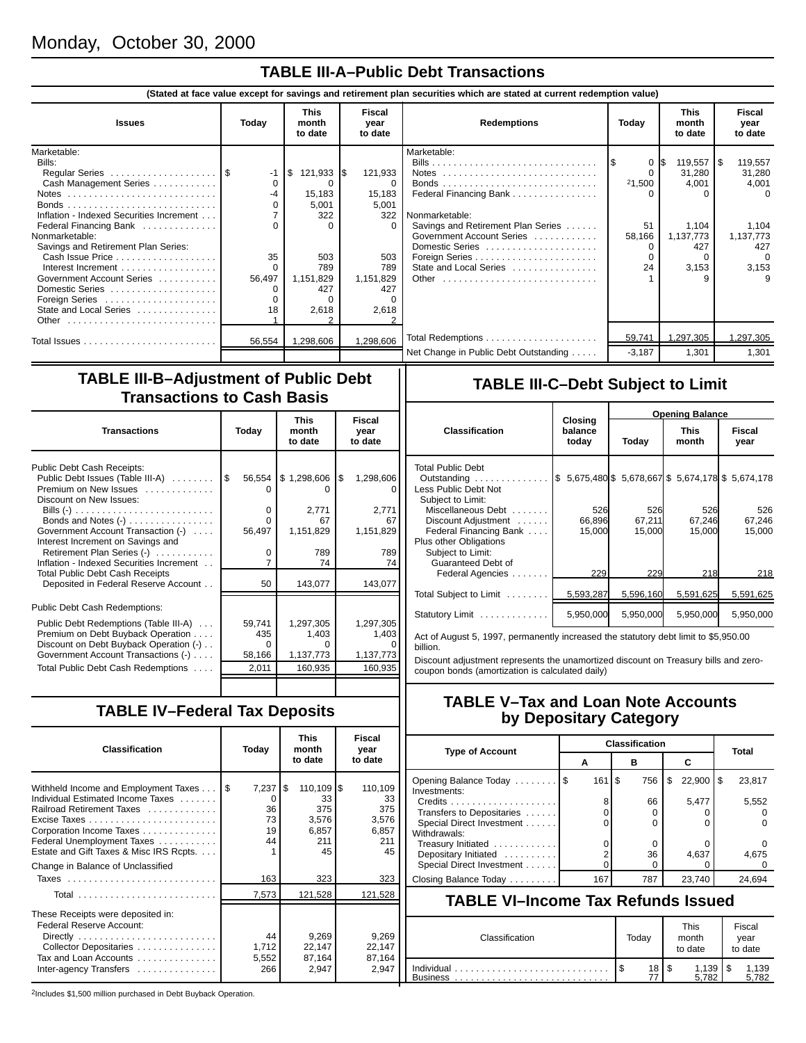Monday, October 30, 2000

## TABLE III-A–Public Debt Transactions

(Stated at face value except for savings and retirement plan securities which are stated at current redemption value)

| Issues | Today | This month to date | Fiscal year to date |
|---|---|---|---|
| Marketable: | | | |
| Bills: | | | |
| Regular Series | $ -1 | $ 121,933 | $ 121,933 |
| Cash Management Series | 0 | 0 | 0 |
| Notes | -4 | 15,183 | 15,183 |
| Bonds | 0 | 5,001 | 5,001 |
| Inflation - Indexed Securities Increment | 7 | 322 | 322 |
| Federal Financing Bank | 0 | 0 | 0 |
| Nonmarketable: | | | |
| Savings and Retirement Plan Series: | | | |
| Cash Issue Price | 35 | 503 | 503 |
| Interest Increment | 0 | 789 | 789 |
| Government Account Series | 56,497 | 1,151,829 | 1,151,829 |
| Domestic Series | 0 | 427 | 427 |
| Foreign Series | 0 | 0 | 0 |
| State and Local Series | 18 | 2,618 | 2,618 |
| Other | 1 | 2 | 2 |
| Total Issues | 56,554 | 1,298,606 | 1,298,606 |

| Redemptions | Today | This month to date | Fiscal year to date |
|---|---|---|---|
| Marketable: | | | |
| Bills | $ 0 | $ 119,557 | $ 119,557 |
| Notes | 0 | 31,280 | 31,280 |
| Bonds | [2]1,500 | 4,001 | 4,001 |
| Federal Financing Bank | 0 | 0 | 0 |
| Nonmarketable: | | | |
| Savings and Retirement Plan Series | 51 | 1,104 | 1,104 |
| Government Account Series | 58,166 | 1,137,773 | 1,137,773 |
| Domestic Series | 0 | 427 | 427 |
| Foreign Series | 0 | 0 | 0 |
| State and Local Series | 24 | 3,153 | 3,153 |
| Other | 1 | 9 | 9 |
| Total Redemptions | 59,741 | 1,297,305 | 1,297,305 |
| Net Change in Public Debt Outstanding | -3,187 | 1,301 | 1,301 |

## TABLE III-B–Adjustment of Public Debt Transactions to Cash Basis

| Transactions | Today | This month to date | Fiscal year to date |
|---|---|---|---|
| Public Debt Cash Receipts: | | | |
| Public Debt Issues (Table III-A) | $ 56,554 | $ 1,298,606 | $ 1,298,606 |
| Premium on New Issues | 0 | 0 | 0 |
| Discount on New Issues: | | | |
| Bills (-) | 0 | 2,771 | 2,771 |
| Bonds and Notes (-) | 0 | 67 | 67 |
| Government Account Transaction (-) | 56,497 | 1,151,829 | 1,151,829 |
| Interest Increment on Savings and Retirement Plan Series (-) | 0 | 789 | 789 |
| Inflation - Indexed Securities Increment | 7 | 74 | 74 |
| Total Public Debt Cash Receipts Deposited in Federal Reserve Account | 50 | 143,077 | 143,077 |
| Public Debt Cash Redemptions: | | | |
| Public Debt Redemptions (Table III-A) | 59,741 | 1,297,305 | 1,297,305 |
| Premium on Debt Buyback Operation | 435 | 1,403 | 1,403 |
| Discount on Debt Buyback Operation (-) | 0 | 0 | 0 |
| Government Account Transactions (-) | 58,166 | 1,137,773 | 1,137,773 |
| Total Public Debt Cash Redemptions | 2,011 | 160,935 | 160,935 |

## TABLE III-C–Debt Subject to Limit

| Classification | Closing balance today | Opening Balance | | |
|---|---|---|---|---|
| | | Today | This month | Fiscal year |
| Total Public Debt Outstanding | $ 5,675,480 | $ 5,678,667 | $ 5,674,178 | $ 5,674,178 |
| Less Public Debt Not Subject to Limit: | | | | |
| Miscellaneous Debt | 526 | 526 | 526 | 526 |
| Discount Adjustment | 66,896 | 67,211 | 67,246 | 67,246 |
| Federal Financing Bank | 15,000 | 15,000 | 15,000 | 15,000 |
| Plus other Obligations Subject to Limit: | | | | |
| Guaranteed Debt of Federal Agencies | 229 | 229 | 218 | 218 |
| Total Subject to Limit | 5,593,287 | 5,596,160 | 5,591,625 | 5,591,625 |
| Statutory Limit | 5,950,000 | 5,950,000 | 5,950,000 | 5,950,000 |

Act of August 5, 1997, permanently increased the statutory debt limit to $5,950.00 billion.

Discount adjustment represents the unamortized discount on Treasury bills and zero-coupon bonds (amortization is calculated daily)

## TABLE IV–Federal Tax Deposits

| Classification | Today | This month to date | Fiscal year to date |
|---|---|---|---|
| Withheld Income and Employment Taxes | $ 7,237 | $ 110,109 | $ 110,109 |
| Individual Estimated Income Taxes | 0 | 33 | 33 |
| Railroad Retirement Taxes | 36 | 375 | 375 |
| Excise Taxes | 73 | 3,576 | 3,576 |
| Corporation Income Taxes | 19 | 6,857 | 6,857 |
| Federal Unemployment Taxes | 44 | 211 | 211 |
| Estate and Gift Taxes & Misc IRS Rcpts. | 1 | 45 | 45 |
| Change in Balance of Unclassified Taxes | 163 | 323 | 323 |
| Total | 7,573 | 121,528 | 121,528 |
| These Receipts were deposited in: | | | |
| Federal Reserve Account: | | | |
| Directly | 44 | 9,269 | 9,269 |
| Collector Depositaries | 1,712 | 22,147 | 22,147 |
| Tax and Loan Accounts | 5,552 | 87,164 | 87,164 |
| Inter-agency Transfers | 266 | 2,947 | 2,947 |

## TABLE V–Tax and Loan Note Accounts by Depositary Category

| Type of Account | Classification | | | Total |
|---|---|---|---|---|
| | A | B | C | |
| Opening Balance Today | $ 161 | $ 756 | $ 22,900 | $ 23,817 |
| Investments: | | | | |
| Credits | 8 | 66 | 5,477 | 5,552 |
| Transfers to Depositaries | 0 | 0 | 0 | 0 |
| Special Direct Investment | 0 | 0 | 0 | 0 |
| Withdrawals: | | | | |
| Treasury Initiated | 0 | 0 | 0 | 0 |
| Depositary Initiated | 2 | 36 | 4,637 | 4,675 |
| Special Direct Investment | 0 | 0 | 0 | 0 |
| Closing Balance Today | 167 | 787 | 23,740 | 24,694 |

## TABLE VI–Income Tax Refunds Issued

| Classification | Today | This month to date | Fiscal year to date |
|---|---|---|---|
| Individual | $ 18 | $ 1,139 | $ 1,139 |
| Business | 77 | 5,782 | 5,782 |

[2]Includes $1,500 million purchased in Debt Buyback Operation.